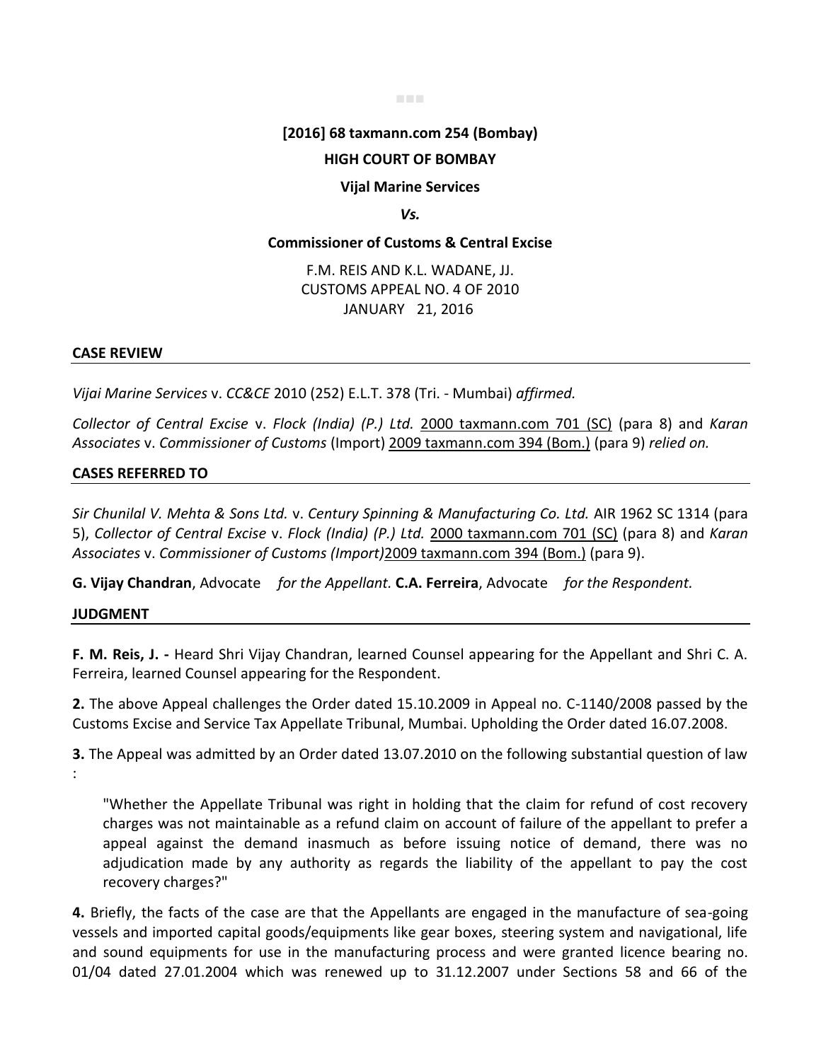**[2016] 68 taxmann.com 254 (Bombay)**

**HIGH COURT OF BOMBAY**

**Vijal Marine Services**

***Vs.***

**Commissioner of Customs & Central Excise**

F.M. REIS AND K.L. WADANE, JJ.
CUSTOMS APPEAL NO. 4 OF 2010
JANUARY 21, 2016

**CASE REVIEW**

*Vijai Marine Services* v. *CC&CE* 2010 (252) E.L.T. 378 (Tri. - Mumbai) *affirmed.*

*Collector of Central Excise* v. *Flock (India) (P.) Ltd.* 2000 taxmann.com 701 (SC) (para 8) and *Karan Associates* v. *Commissioner of Customs* (Import) 2009 taxmann.com 394 (Bom.) (para 9) *relied on.*

**CASES REFERRED TO**

*Sir Chunilal V. Mehta & Sons Ltd.* v. *Century Spinning & Manufacturing Co. Ltd.* AIR 1962 SC 1314 (para 5), *Collector of Central Excise* v. *Flock (India) (P.) Ltd.* 2000 taxmann.com 701 (SC) (para 8) and *Karan Associates* v. *Commissioner of Customs (Import)*2009 taxmann.com 394 (Bom.) (para 9).

**G. Vijay Chandran**, Advocate *for the Appellant.* **C.A. Ferreira**, Advocate *for the Respondent.*

**JUDGMENT**

**F. M. Reis, J. -** Heard Shri Vijay Chandran, learned Counsel appearing for the Appellant and Shri C. A. Ferreira, learned Counsel appearing for the Respondent.

**2.** The above Appeal challenges the Order dated 15.10.2009 in Appeal no. C-1140/2008 passed by the Customs Excise and Service Tax Appellate Tribunal, Mumbai. Upholding the Order dated 16.07.2008.

**3.** The Appeal was admitted by an Order dated 13.07.2010 on the following substantial question of law :

> "Whether the Appellate Tribunal was right in holding that the claim for refund of cost recovery charges was not maintainable as a refund claim on account of failure of the appellant to prefer a appeal against the demand inasmuch as before issuing notice of demand, there was no adjudication made by any authority as regards the liability of the appellant to pay the cost recovery charges?"

**4.** Briefly, the facts of the case are that the Appellants are engaged in the manufacture of sea-going vessels and imported capital goods/equipments like gear boxes, steering system and navigational, life and sound equipments for use in the manufacturing process and were granted licence bearing no. 01/04 dated 27.01.2004 which was renewed up to 31.12.2007 under Sections 58 and 66 of the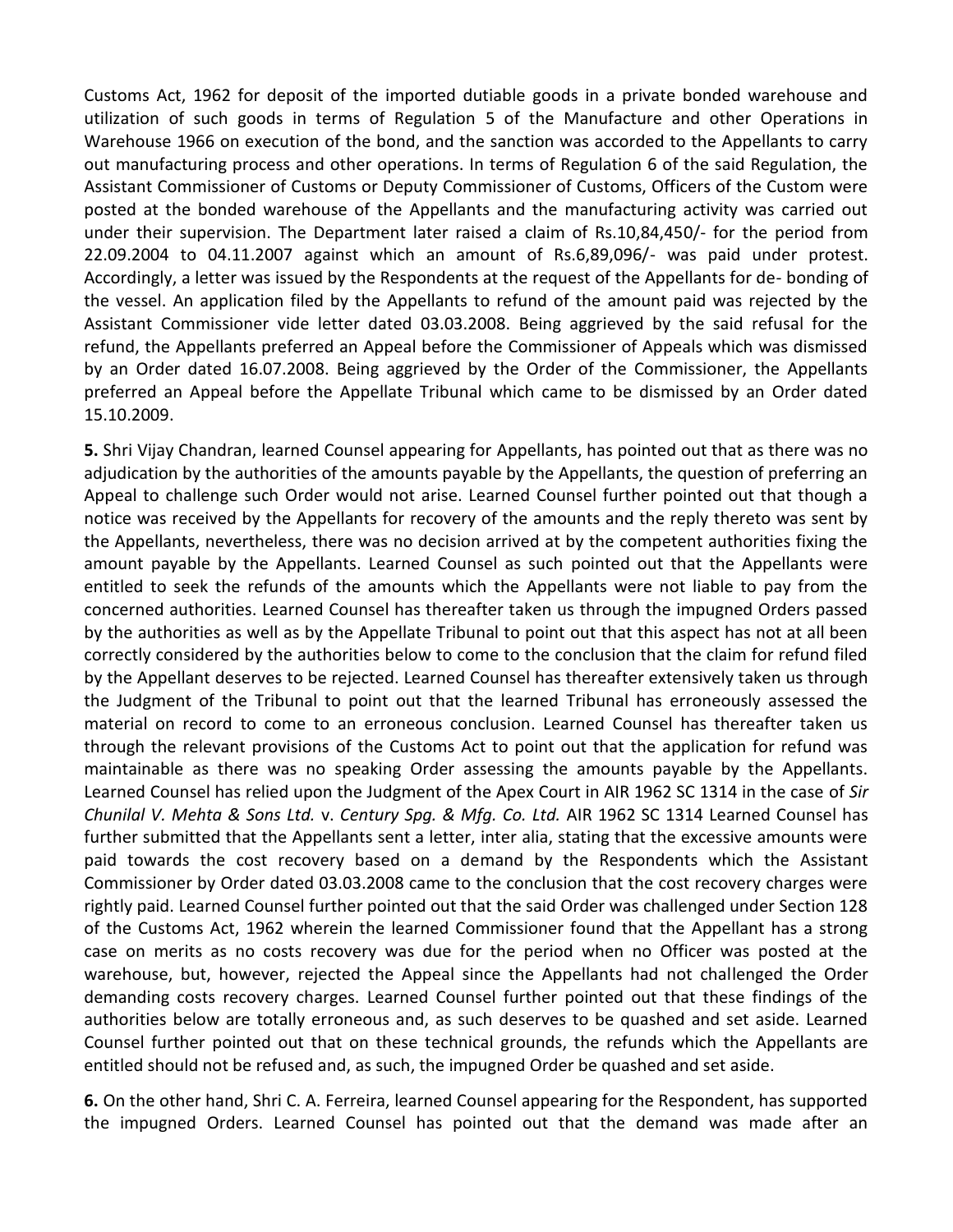Customs Act, 1962 for deposit of the imported dutiable goods in a private bonded warehouse and utilization of such goods in terms of Regulation 5 of the Manufacture and other Operations in Warehouse 1966 on execution of the bond, and the sanction was accorded to the Appellants to carry out manufacturing process and other operations. In terms of Regulation 6 of the said Regulation, the Assistant Commissioner of Customs or Deputy Commissioner of Customs, Officers of the Custom were posted at the bonded warehouse of the Appellants and the manufacturing activity was carried out under their supervision. The Department later raised a claim of Rs.10,84,450/- for the period from 22.09.2004 to 04.11.2007 against which an amount of Rs.6,89,096/- was paid under protest. Accordingly, a letter was issued by the Respondents at the request of the Appellants for de- bonding of the vessel. An application filed by the Appellants to refund of the amount paid was rejected by the Assistant Commissioner vide letter dated 03.03.2008. Being aggrieved by the said refusal for the refund, the Appellants preferred an Appeal before the Commissioner of Appeals which was dismissed by an Order dated 16.07.2008. Being aggrieved by the Order of the Commissioner, the Appellants preferred an Appeal before the Appellate Tribunal which came to be dismissed by an Order dated 15.10.2009.

**5.** Shri Vijay Chandran, learned Counsel appearing for Appellants, has pointed out that as there was no adjudication by the authorities of the amounts payable by the Appellants, the question of preferring an Appeal to challenge such Order would not arise. Learned Counsel further pointed out that though a notice was received by the Appellants for recovery of the amounts and the reply thereto was sent by the Appellants, nevertheless, there was no decision arrived at by the competent authorities fixing the amount payable by the Appellants. Learned Counsel as such pointed out that the Appellants were entitled to seek the refunds of the amounts which the Appellants were not liable to pay from the concerned authorities. Learned Counsel has thereafter taken us through the impugned Orders passed by the authorities as well as by the Appellate Tribunal to point out that this aspect has not at all been correctly considered by the authorities below to come to the conclusion that the claim for refund filed by the Appellant deserves to be rejected. Learned Counsel has thereafter extensively taken us through the Judgment of the Tribunal to point out that the learned Tribunal has erroneously assessed the material on record to come to an erroneous conclusion. Learned Counsel has thereafter taken us through the relevant provisions of the Customs Act to point out that the application for refund was maintainable as there was no speaking Order assessing the amounts payable by the Appellants. Learned Counsel has relied upon the Judgment of the Apex Court in AIR 1962 SC 1314 in the case of *Sir Chunilal V. Mehta & Sons Ltd.* v. *Century Spg. & Mfg. Co. Ltd.* AIR 1962 SC 1314 Learned Counsel has further submitted that the Appellants sent a letter, inter alia, stating that the excessive amounts were paid towards the cost recovery based on a demand by the Respondents which the Assistant Commissioner by Order dated 03.03.2008 came to the conclusion that the cost recovery charges were rightly paid. Learned Counsel further pointed out that the said Order was challenged under Section 128 of the Customs Act, 1962 wherein the learned Commissioner found that the Appellant has a strong case on merits as no costs recovery was due for the period when no Officer was posted at the warehouse, but, however, rejected the Appeal since the Appellants had not challenged the Order demanding costs recovery charges. Learned Counsel further pointed out that these findings of the authorities below are totally erroneous and, as such deserves to be quashed and set aside. Learned Counsel further pointed out that on these technical grounds, the refunds which the Appellants are entitled should not be refused and, as such, the impugned Order be quashed and set aside.

**6.** On the other hand, Shri C. A. Ferreira, learned Counsel appearing for the Respondent, has supported the impugned Orders. Learned Counsel has pointed out that the demand was made after an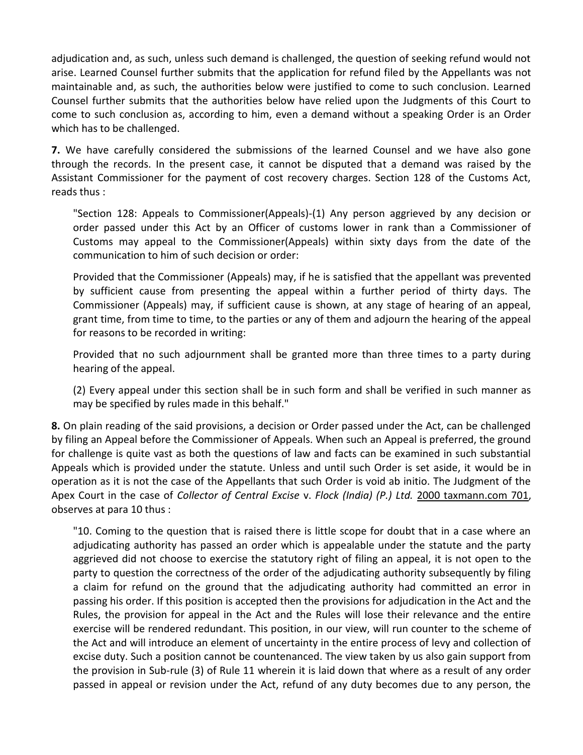adjudication and, as such, unless such demand is challenged, the question of seeking refund would not arise. Learned Counsel further submits that the application for refund filed by the Appellants was not maintainable and, as such, the authorities below were justified to come to such conclusion. Learned Counsel further submits that the authorities below have relied upon the Judgments of this Court to come to such conclusion as, according to him, even a demand without a speaking Order is an Order which has to be challenged.

**7.** We have carefully considered the submissions of the learned Counsel and we have also gone through the records. In the present case, it cannot be disputed that a demand was raised by the Assistant Commissioner for the payment of cost recovery charges. Section 128 of the Customs Act, reads thus :

> "Section 128: Appeals to Commissioner(Appeals)-(1) Any person aggrieved by any decision or order passed under this Act by an Officer of customs lower in rank than a Commissioner of Customs may appeal to the Commissioner(Appeals) within sixty days from the date of the communication to him of such decision or order:
>
> Provided that the Commissioner (Appeals) may, if he is satisfied that the appellant was prevented by sufficient cause from presenting the appeal within a further period of thirty days. The Commissioner (Appeals) may, if sufficient cause is shown, at any stage of hearing of an appeal, grant time, from time to time, to the parties or any of them and adjourn the hearing of the appeal for reasons to be recorded in writing:
>
> Provided that no such adjournment shall be granted more than three times to a party during hearing of the appeal.
>
> (2) Every appeal under this section shall be in such form and shall be verified in such manner as may be specified by rules made in this behalf."

**8.** On plain reading of the said provisions, a decision or Order passed under the Act, can be challenged by filing an Appeal before the Commissioner of Appeals. When such an Appeal is preferred, the ground for challenge is quite vast as both the questions of law and facts can be examined in such substantial Appeals which is provided under the statute. Unless and until such Order is set aside, it would be in operation as it is not the case of the Appellants that such Order is void ab initio. The Judgment of the Apex Court in the case of *Collector of Central Excise* v. *Flock (India) (P.) Ltd.* 2000 taxmann.com 701, observes at para 10 thus :

> "10. Coming to the question that is raised there is little scope for doubt that in a case where an adjudicating authority has passed an order which is appealable under the statute and the party aggrieved did not choose to exercise the statutory right of filing an appeal, it is not open to the party to question the correctness of the order of the adjudicating authority subsequently by filing a claim for refund on the ground that the adjudicating authority had committed an error in passing his order. If this position is accepted then the provisions for adjudication in the Act and the Rules, the provision for appeal in the Act and the Rules will lose their relevance and the entire exercise will be rendered redundant. This position, in our view, will run counter to the scheme of the Act and will introduce an element of uncertainty in the entire process of levy and collection of excise duty. Such a position cannot be countenanced. The view taken by us also gain support from the provision in Sub-rule (3) of Rule 11 wherein it is laid down that where as a result of any order passed in appeal or revision under the Act, refund of any duty becomes due to any person, the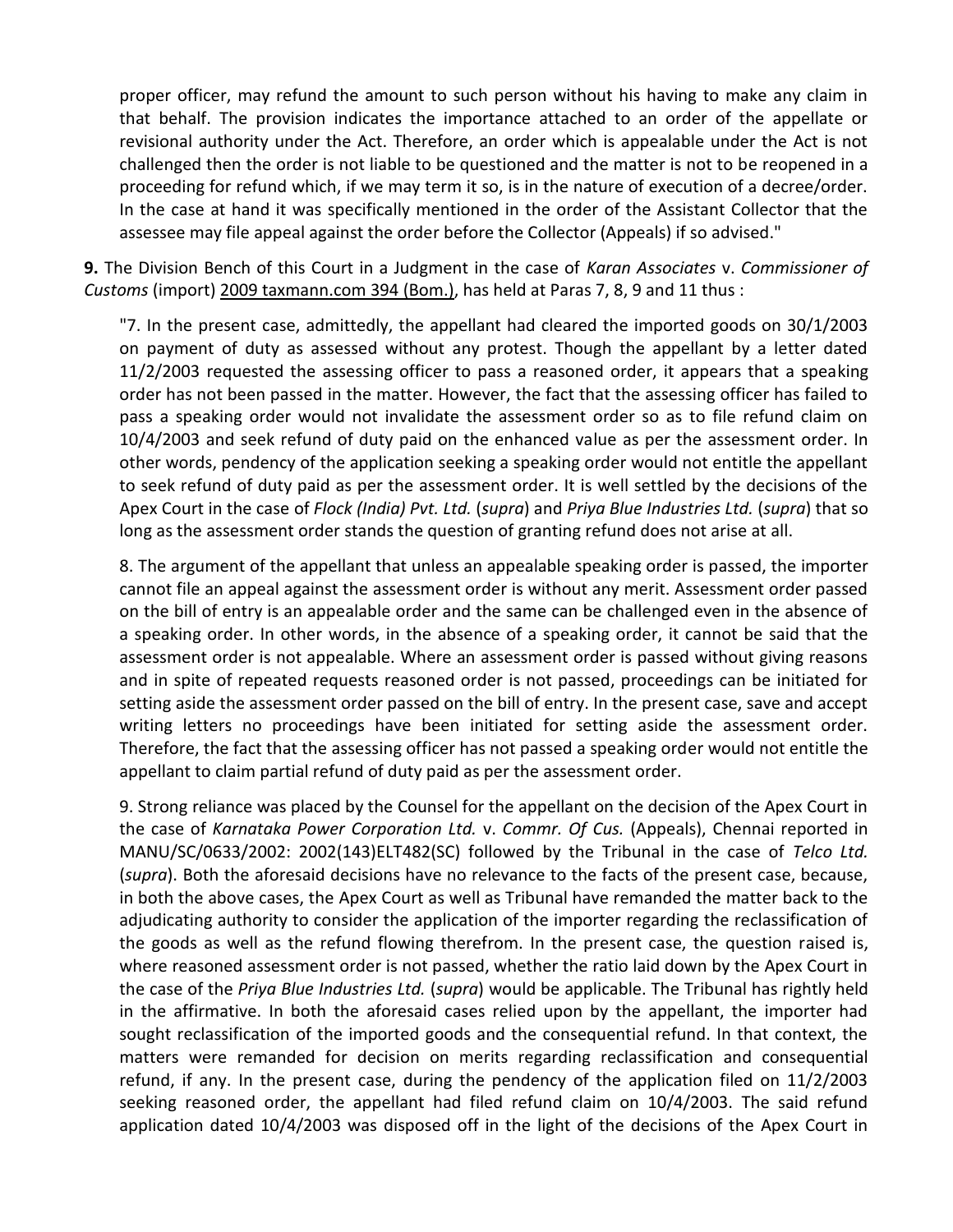proper officer, may refund the amount to such person without his having to make any claim in that behalf. The provision indicates the importance attached to an order of the appellate or revisional authority under the Act. Therefore, an order which is appealable under the Act is not challenged then the order is not liable to be questioned and the matter is not to be reopened in a proceeding for refund which, if we may term it so, is in the nature of execution of a decree/order. In the case at hand it was specifically mentioned in the order of the Assistant Collector that the assessee may file appeal against the order before the Collector (Appeals) if so advised."

**9.** The Division Bench of this Court in a Judgment in the case of *Karan Associates* v. *Commissioner of Customs* (import) 2009 taxmann.com 394 (Bom.), has held at Paras 7, 8, 9 and 11 thus :

> "7. In the present case, admittedly, the appellant had cleared the imported goods on 30/1/2003 on payment of duty as assessed without any protest. Though the appellant by a letter dated 11/2/2003 requested the assessing officer to pass a reasoned order, it appears that a speaking order has not been passed in the matter. However, the fact that the assessing officer has failed to pass a speaking order would not invalidate the assessment order so as to file refund claim on 10/4/2003 and seek refund of duty paid on the enhanced value as per the assessment order. In other words, pendency of the application seeking a speaking order would not entitle the appellant to seek refund of duty paid as per the assessment order. It is well settled by the decisions of the Apex Court in the case of *Flock (India) Pvt. Ltd.* (*supra*) and *Priya Blue Industries Ltd.* (*supra*) that so long as the assessment order stands the question of granting refund does not arise at all.
>
> 8. The argument of the appellant that unless an appealable speaking order is passed, the importer cannot file an appeal against the assessment order is without any merit. Assessment order passed on the bill of entry is an appealable order and the same can be challenged even in the absence of a speaking order. In other words, in the absence of a speaking order, it cannot be said that the assessment order is not appealable. Where an assessment order is passed without giving reasons and in spite of repeated requests reasoned order is not passed, proceedings can be initiated for setting aside the assessment order passed on the bill of entry. In the present case, save and accept writing letters no proceedings have been initiated for setting aside the assessment order. Therefore, the fact that the assessing officer has not passed a speaking order would not entitle the appellant to claim partial refund of duty paid as per the assessment order.
>
> 9. Strong reliance was placed by the Counsel for the appellant on the decision of the Apex Court in the case of *Karnataka Power Corporation Ltd.* v. *Commr. Of Cus.* (Appeals), Chennai reported in MANU/SC/0633/2002: 2002(143)ELT482(SC) followed by the Tribunal in the case of *Telco Ltd.* (*supra*). Both the aforesaid decisions have no relevance to the facts of the present case, because, in both the above cases, the Apex Court as well as Tribunal have remanded the matter back to the adjudicating authority to consider the application of the importer regarding the reclassification of the goods as well as the refund flowing therefrom. In the present case, the question raised is, where reasoned assessment order is not passed, whether the ratio laid down by the Apex Court in the case of the *Priya Blue Industries Ltd.* (*supra*) would be applicable. The Tribunal has rightly held in the affirmative. In both the aforesaid cases relied upon by the appellant, the importer had sought reclassification of the imported goods and the consequential refund. In that context, the matters were remanded for decision on merits regarding reclassification and consequential refund, if any. In the present case, during the pendency of the application filed on 11/2/2003 seeking reasoned order, the appellant had filed refund claim on 10/4/2003. The said refund application dated 10/4/2003 was disposed off in the light of the decisions of the Apex Court in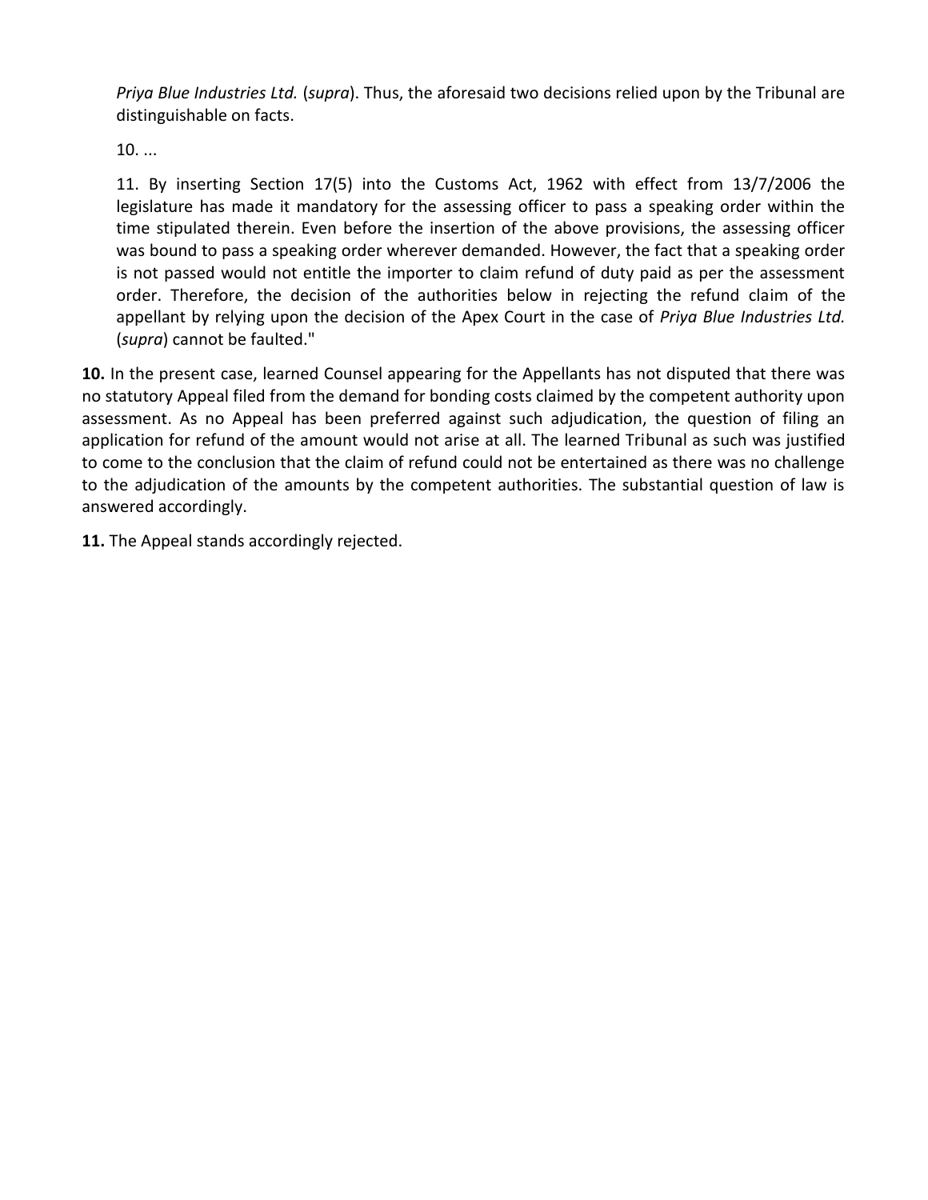*Priya Blue Industries Ltd.* (*supra*). Thus, the aforesaid two decisions relied upon by the Tribunal are distinguishable on facts.

10. ...

11. By inserting Section 17(5) into the Customs Act, 1962 with effect from 13/7/2006 the legislature has made it mandatory for the assessing officer to pass a speaking order within the time stipulated therein. Even before the insertion of the above provisions, the assessing officer was bound to pass a speaking order wherever demanded. However, the fact that a speaking order is not passed would not entitle the importer to claim refund of duty paid as per the assessment order. Therefore, the decision of the authorities below in rejecting the refund claim of the appellant by relying upon the decision of the Apex Court in the case of *Priya Blue Industries Ltd.* (*supra*) cannot be faulted."

**10.** In the present case, learned Counsel appearing for the Appellants has not disputed that there was no statutory Appeal filed from the demand for bonding costs claimed by the competent authority upon assessment. As no Appeal has been preferred against such adjudication, the question of filing an application for refund of the amount would not arise at all. The learned Tribunal as such was justified to come to the conclusion that the claim of refund could not be entertained as there was no challenge to the adjudication of the amounts by the competent authorities. The substantial question of law is answered accordingly.

**11.** The Appeal stands accordingly rejected.